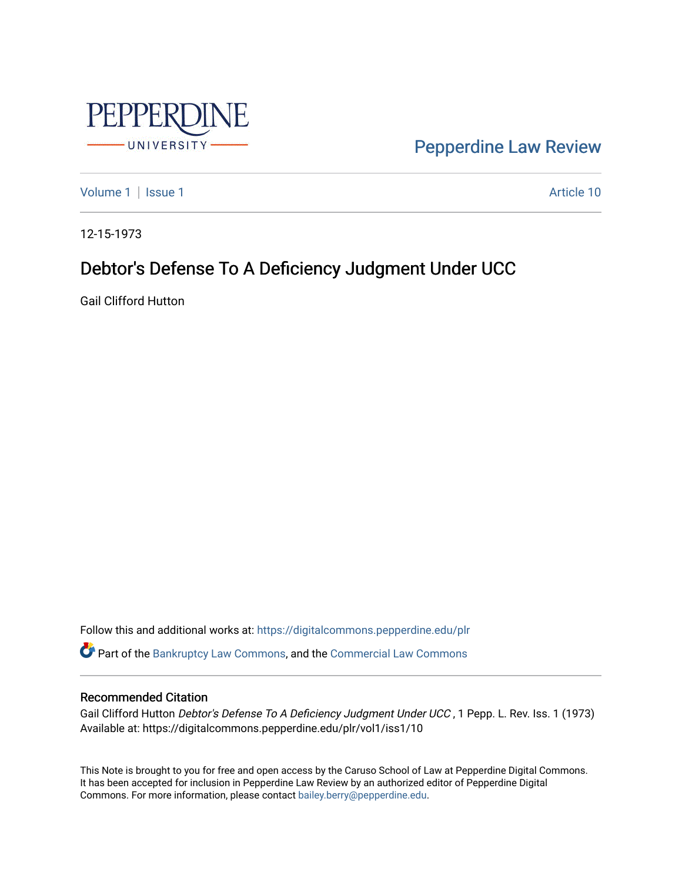Pepperdine Law Review

Volume 1 | Issue 1 Article 10

12-15-1973

# Debtor's Defense To A Deficiency Judgment Under UCC

Gail Clifford Hutton

Follow this and additional works at: https://digitalcommons.pepperdine.edu/plr

Part of the Bankruptcy Law Commons, and the Commercial Law Commons

## Recommended Citation

Gail Clifford Hutton *Debtor's Defense To A Deficiency Judgment Under UCC* , 1 Pepp. L. Rev. Iss. 1 (1973)
Available at: https://digitalcommons.pepperdine.edu/plr/vol1/iss1/10

This Note is brought to you for free and open access by the Caruso School of Law at Pepperdine Digital Commons. It has been accepted for inclusion in Pepperdine Law Review by an authorized editor of Pepperdine Digital Commons. For more information, please contact bailey.berry@pepperdine.edu.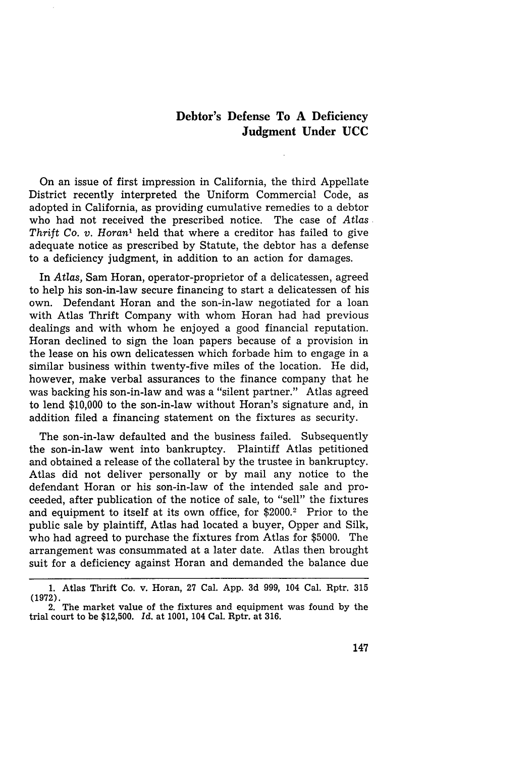## Debtor's Defense To A Deficiency Judgment Under UCC

On an issue of first impression in California, the third Appellate District recently interpreted the Uniform Commercial Code, as adopted in California, as providing cumulative remedies to a debtor who had not received the prescribed notice. The case of *Atlas Thrift Co. v. Horan*[1] held that where a creditor has failed to give adequate notice as prescribed by Statute, the debtor has a defense to a deficiency judgment, in addition to an action for damages.

In *Atlas,* Sam Horan, operator-proprietor of a delicatessen, agreed to help his son-in-law secure financing to start a delicatessen of his own. Defendant Horan and the son-in-law negotiated for a loan with Atlas Thrift Company with whom Horan had had previous dealings and with whom he enjoyed a good financial reputation. Horan declined to sign the loan papers because of a provision in the lease on his own delicatessen which forbade him to engage in a similar business within twenty-five miles of the location. He did, however, make verbal assurances to the finance company that he was backing his son-in-law and was a "silent partner." Atlas agreed to lend $10,000 to the son-in-law without Horan's signature and, in addition filed a financing statement on the fixtures as security.

The son-in-law defaulted and the business failed. Subsequently the son-in-law went into bankruptcy. Plaintiff Atlas petitioned and obtained a release of the collateral by the trustee in bankruptcy. Atlas did not deliver personally or by mail any notice to the defendant Horan or his son-in-law of the intended sale and proceeded, after publication of the notice of sale, to "sell" the fixtures and equipment to itself at its own office, for $2000.[2] Prior to the public sale by plaintiff, Atlas had located a buyer, Opper and Silk, who had agreed to purchase the fixtures from Atlas for $5000. The arrangement was consummated at a later date. Atlas then brought suit for a deficiency against Horan and demanded the balance due

---

1. Atlas Thrift Co. v. Horan, 27 Cal. App. 3d 999, 104 Cal. Rptr. 315 (1972).

2. The market value of the fixtures and equipment was found by the trial court to be $12,500. *Id.* at 1001, 104 Cal. Rptr. at 316.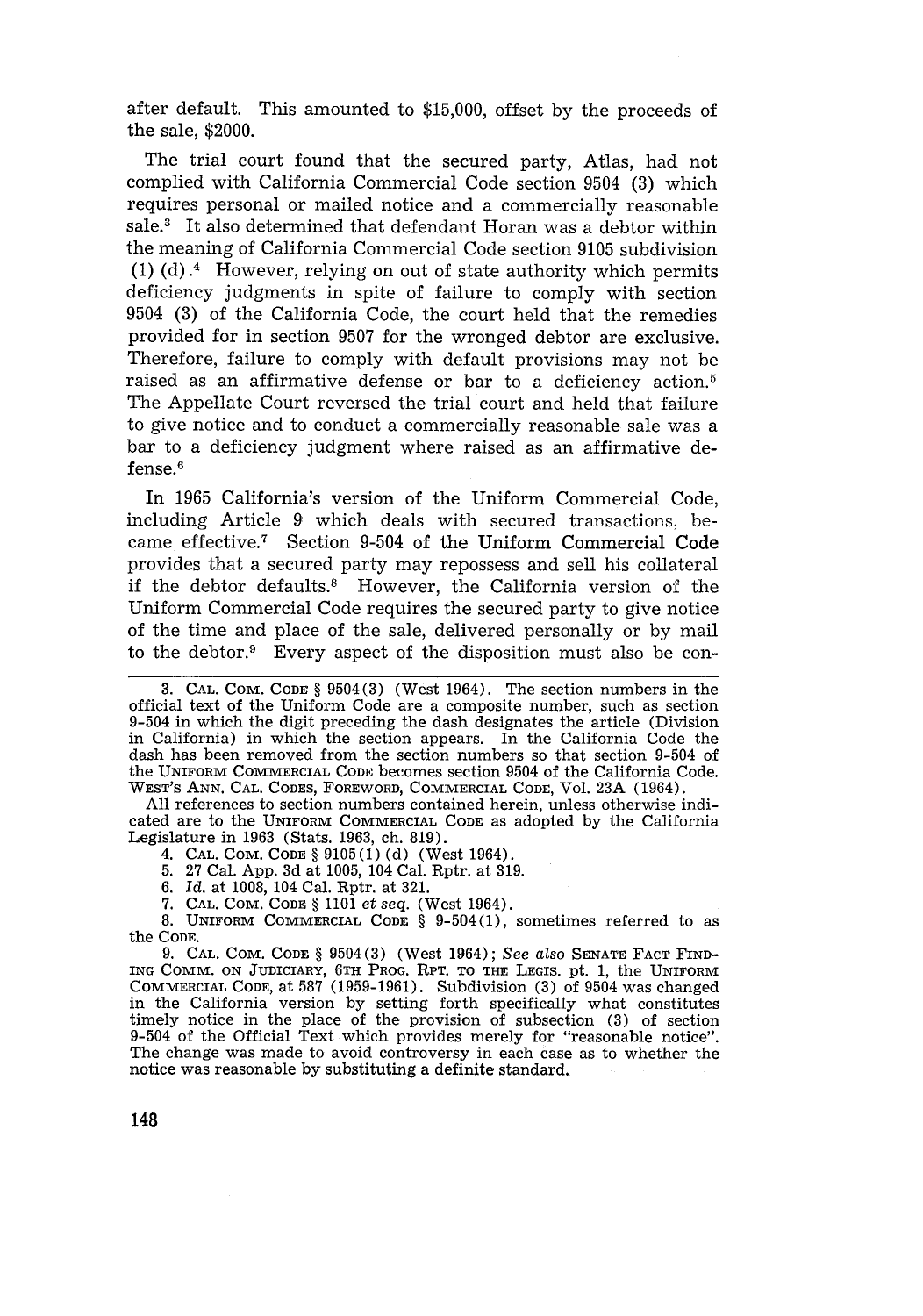after default. This amounted to $15,000, offset by the proceeds of the sale, $2000.

The trial court found that the secured party, Atlas, had not complied with California Commercial Code section 9504 (3) which requires personal or mailed notice and a commercially reasonable sale.[3] It also determined that defendant Horan was a debtor within the meaning of California Commercial Code section 9105 subdivision (1) (d).[4] However, relying on out of state authority which permits deficiency judgments in spite of failure to comply with section 9504 (3) of the California Code, the court held that the remedies provided for in section 9507 for the wronged debtor are exclusive. Therefore, failure to comply with default provisions may not be raised as an affirmative defense or bar to a deficiency action.[5] The Appellate Court reversed the trial court and held that failure to give notice and to conduct a commercially reasonable sale was a bar to a deficiency judgment where raised as an affirmative defense.[6]

In 1965 California's version of the Uniform Commercial Code, including Article 9 which deals with secured transactions, became effective.[7] Section 9-504 of the Uniform Commercial Code provides that a secured party may repossess and sell his collateral if the debtor defaults.[8] However, the California version of the Uniform Commercial Code requires the secured party to give notice of the time and place of the sale, delivered personally or by mail to the debtor.[9] Every aspect of the disposition must also be con-

---

3. CAL. COM. CODE § 9504(3) (West 1964). The section numbers in the official text of the Uniform Code are a composite number, such as section 9-504 in which the digit preceding the dash designates the article (Division in California) in which the section appears. In the California Code the dash has been removed from the section numbers so that section 9-504 of the UNIFORM COMMERCIAL CODE becomes section 9504 of the California Code. WEST'S ANN. CAL. CODES, FOREWORD, COMMERCIAL CODE, Vol. 23A (1964).

All references to section numbers contained herein, unless otherwise indicated are to the UNIFORM COMMERCIAL CODE as adopted by the California Legislature in 1963 (Stats. 1963, ch. 819).

4. CAL. COM. CODE § 9105(1)(d) (West 1964).

5. 27 Cal. App. 3d at 1005, 104 Cal. Rptr. at 319.

6. *Id.* at 1008, 104 Cal. Rptr. at 321.

7. CAL. COM. CODE § 1101 *et seq.* (West 1964).

8. UNIFORM COMMERCIAL CODE § 9-504(1), sometimes referred to as the CODE.

9. CAL. COM. CODE § 9504(3) (West 1964); *See also* SENATE FACT FINDING COMM. ON JUDICIARY, 6TH PROG. RPT. TO THE LEGIS. pt. 1, the UNIFORM COMMERCIAL CODE, at 587 (1959-1961). Subdivision (3) of 9504 was changed in the California version by setting forth specifically what constitutes timely notice in the place of the provision of subsection (3) of section 9-504 of the Official Text which provides merely for "reasonable notice". The change was made to avoid controversy in each case as to whether the notice was reasonable by substituting a definite standard.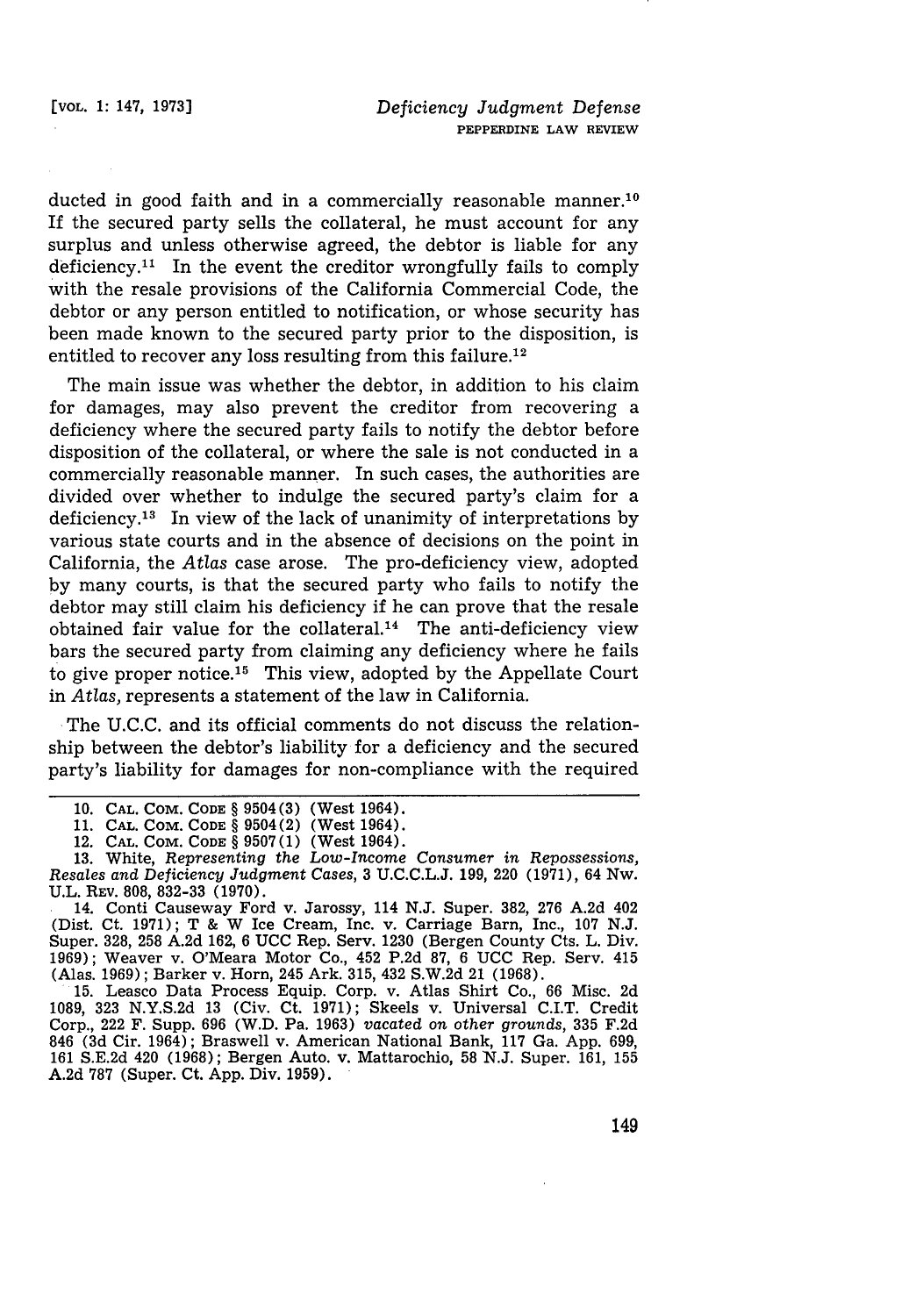ducted in good faith and in a commercially reasonable manner.[10] If the secured party sells the collateral, he must account for any surplus and unless otherwise agreed, the debtor is liable for any deficiency.[11] In the event the creditor wrongfully fails to comply with the resale provisions of the California Commercial Code, the debtor or any person entitled to notification, or whose security has been made known to the secured party prior to the disposition, is entitled to recover any loss resulting from this failure.[12]

The main issue was whether the debtor, in addition to his claim for damages, may also prevent the creditor from recovering a deficiency where the secured party fails to notify the debtor before disposition of the collateral, or where the sale is not conducted in a commercially reasonable manner. In such cases, the authorities are divided over whether to indulge the secured party's claim for a deficiency.[13] In view of the lack of unanimity of interpretations by various state courts and in the absence of decisions on the point in California, the *Atlas* case arose. The pro-deficiency view, adopted by many courts, is that the secured party who fails to notify the debtor may still claim his deficiency if he can prove that the resale obtained fair value for the collateral.[14] The anti-deficiency view bars the secured party from claiming any deficiency where he fails to give proper notice.[15] This view, adopted by the Appellate Court in *Atlas*, represents a statement of the law in California.

The U.C.C. and its official comments do not discuss the relationship between the debtor's liability for a deficiency and the secured party's liability for damages for non-compliance with the required

10. CAL. COM. CODE § 9504(3) (West 1964).

11. CAL. COM. CODE § 9504(2) (West 1964).

12. CAL. COM. CODE § 9507(1) (West 1964).

13. White, *Representing the Low-Income Consumer in Repossessions, Resales and Deficiency Judgment Cases*, 3 U.C.C.L.J. 199, 220 (1971), 64 Nw. U.L. REV. 808, 832-33 (1970).

14. Conti Causeway Ford v. Jarossy, 114 N.J. Super. 382, 276 A.2d 402 (Dist. Ct. 1971); T & W Ice Cream, Inc. v. Carriage Barn, Inc., 107 N.J. Super. 328, 258 A.2d 162, 6 UCC Rep. Serv. 1230 (Bergen County Cts. L. Div. 1969); Weaver v. O'Meara Motor Co., 452 P.2d 87, 6 UCC Rep. Serv. 415 (Alas. 1969); Barker v. Horn, 245 Ark. 315, 432 S.W.2d 21 (1968).

15. Leasco Data Process Equip. Corp. v. Atlas Shirt Co., 66 Misc. 2d 1089, 323 N.Y.S.2d 13 (Civ. Ct. 1971); Skeels v. Universal C.I.T. Credit Corp., 222 F. Supp. 696 (W.D. Pa. 1963) *vacated on other grounds*, 335 F.2d 846 (3d Cir. 1964); Braswell v. American National Bank, 117 Ga. App. 699, 161 S.E.2d 420 (1968); Bergen Auto. v. Mattarochio, 58 N.J. Super. 161, 155 A.2d 787 (Super. Ct. App. Div. 1959).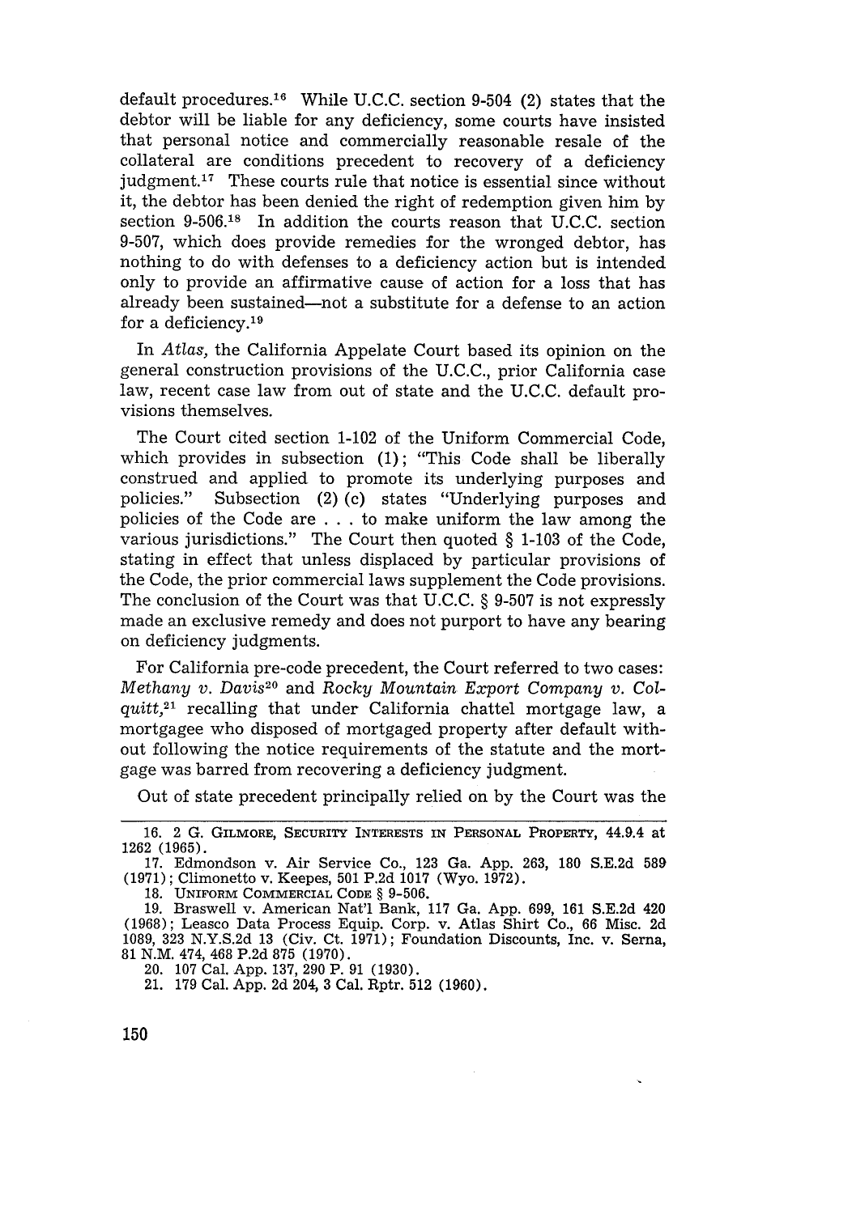default procedures.[16] While U.C.C. section 9-504 (2) states that the debtor will be liable for any deficiency, some courts have insisted that personal notice and commercially reasonable resale of the collateral are conditions precedent to recovery of a deficiency judgment.[17] These courts rule that notice is essential since without it, the debtor has been denied the right of redemption given him by section 9-506.[18] In addition the courts reason that U.C.C. section 9-507, which does provide remedies for the wronged debtor, has nothing to do with defenses to a deficiency action but is intended only to provide an affirmative cause of action for a loss that has already been sustained—not a substitute for a defense to an action for a deficiency.[19]

In *Atlas*, the California Appelate Court based its opinion on the general construction provisions of the U.C.C., prior California case law, recent case law from out of state and the U.C.C. default provisions themselves.

The Court cited section 1-102 of the Uniform Commercial Code, which provides in subsection (1); "This Code shall be liberally construed and applied to promote its underlying purposes and policies." Subsection (2) (c) states "Underlying purposes and policies of the Code are . . . to make uniform the law among the various jurisdictions." The Court then quoted § 1-103 of the Code, stating in effect that unless displaced by particular provisions of the Code, the prior commercial laws supplement the Code provisions. The conclusion of the Court was that U.C.C. § 9-507 is not expressly made an exclusive remedy and does not purport to have any bearing on deficiency judgments.

For California pre-code precedent, the Court referred to two cases: *Methany v. Davis*[20] and *Rocky Mountain Export Company v. Colquitt*,[21] recalling that under California chattel mortgage law, a mortgagee who disposed of mortgaged property after default without following the notice requirements of the statute and the mortgage was barred from recovering a deficiency judgment.

Out of state precedent principally relied on by the Court was the

---

16. 2 G. Gilmore, Security Interests in Personal Property, 44.9.4 at 1262 (1965).

17. Edmondson v. Air Service Co., 123 Ga. App. 263, 180 S.E.2d 589 (1971); Climonetto v. Keepes, 501 P.2d 1017 (Wyo. 1972).

18. Uniform Commercial Code § 9-506.

19. Braswell v. American Nat'l Bank, 117 Ga. App. 699, 161 S.E.2d 420 (1968); Leasco Data Process Equip. Corp. v. Atlas Shirt Co., 66 Misc. 2d 1089, 323 N.Y.S.2d 13 (Civ. Ct. 1971); Foundation Discounts, Inc. v. Serna, 81 N.M. 474, 468 P.2d 875 (1970).

20. 107 Cal. App. 137, 290 P. 91 (1930).

21. 179 Cal. App. 2d 204, 3 Cal. Rptr. 512 (1960).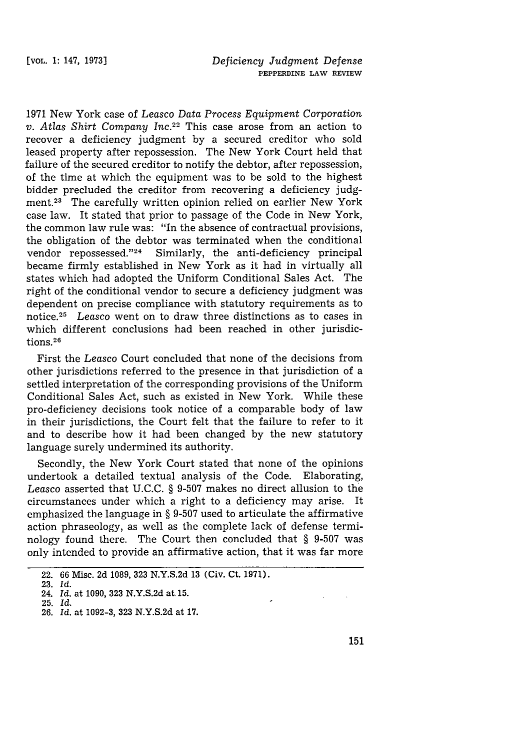1971 New York case of *Leasco Data Process Equipment Corporation v. Atlas Shirt Company Inc.*[22] This case arose from an action to recover a deficiency judgment by a secured creditor who sold leased property after repossession. The New York Court held that failure of the secured creditor to notify the debtor, after repossession, of the time at which the equipment was to be sold to the highest bidder precluded the creditor from recovering a deficiency judgment.[23] The carefully written opinion relied on earlier New York case law. It stated that prior to passage of the Code in New York, the common law rule was: "In the absence of contractual provisions, the obligation of the debtor was terminated when the conditional vendor repossessed."[24] Similarly, the anti-deficiency principal became firmly established in New York as it had in virtually all states which had adopted the Uniform Conditional Sales Act. The right of the conditional vendor to secure a deficiency judgment was dependent on precise compliance with statutory requirements as to notice.[25] *Leasco* went on to draw three distinctions as to cases in which different conclusions had been reached in other jurisdictions.[26]

First the *Leasco* Court concluded that none of the decisions from other jurisdictions referred to the presence in that jurisdiction of a settled interpretation of the corresponding provisions of the Uniform Conditional Sales Act, such as existed in New York. While these pro-deficiency decisions took notice of a comparable body of law in their jurisdictions, the Court felt that the failure to refer to it and to describe how it had been changed by the new statutory language surely undermined its authority.

Secondly, the New York Court stated that none of the opinions undertook a detailed textual analysis of the Code. Elaborating, *Leasco* asserted that U.C.C. § 9-507 makes no direct allusion to the circumstances under which a right to a deficiency may arise. It emphasized the language in § 9-507 used to articulate the affirmative action phraseology, as well as the complete lack of defense terminology found there. The Court then concluded that § 9-507 was only intended to provide an affirmative action, that it was far more

---

22. 66 Misc. 2d 1089, 323 N.Y.S.2d 13 (Civ. Ct. 1971).
23. *Id.*
24. *Id.* at 1090, 323 N.Y.S.2d at 15.
25. *Id.*
26. *Id.* at 1092-3, 323 N.Y.S.2d at 17.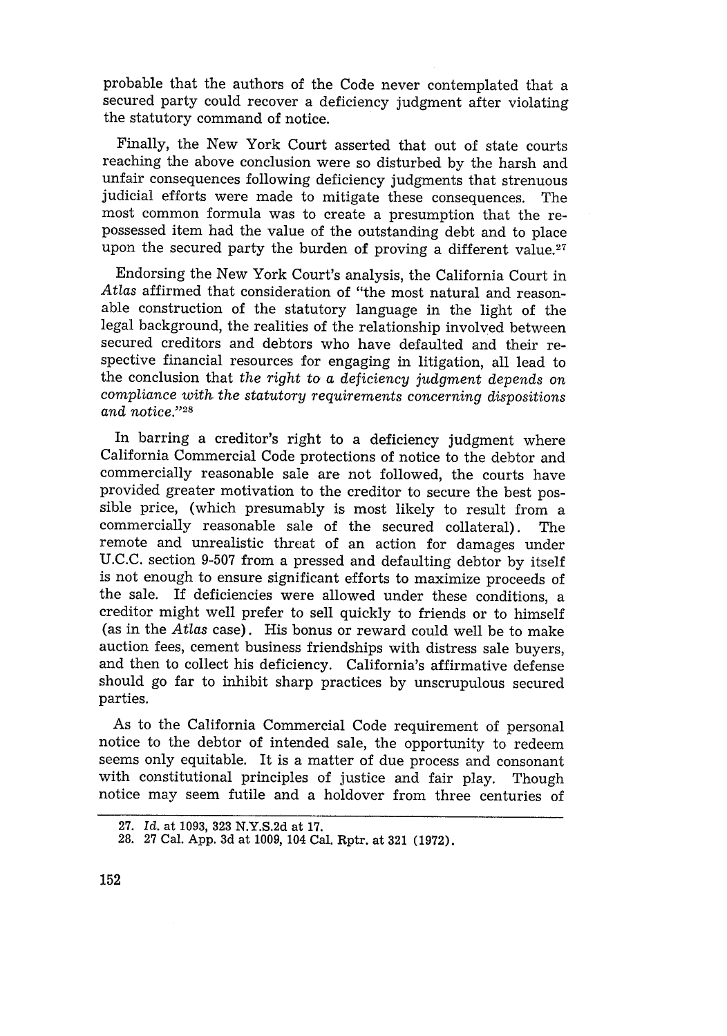probable that the authors of the Code never contemplated that a secured party could recover a deficiency judgment after violating the statutory command of notice.

Finally, the New York Court asserted that out of state courts reaching the above conclusion were so disturbed by the harsh and unfair consequences following deficiency judgments that strenuous judicial efforts were made to mitigate these consequences. The most common formula was to create a presumption that the repossessed item had the value of the outstanding debt and to place upon the secured party the burden of proving a different value.[27]

Endorsing the New York Court's analysis, the California Court in *Atlas* affirmed that consideration of "the most natural and reasonable construction of the statutory language in the light of the legal background, the realities of the relationship involved between secured creditors and debtors who have defaulted and their respective financial resources for engaging in litigation, all lead to the conclusion that *the right to a deficiency judgment depends on compliance with the statutory requirements concerning dispositions and notice.*"[28]

In barring a creditor's right to a deficiency judgment where California Commercial Code protections of notice to the debtor and commercially reasonable sale are not followed, the courts have provided greater motivation to the creditor to secure the best possible price, (which presumably is most likely to result from a commercially reasonable sale of the secured collateral). The remote and unrealistic threat of an action for damages under U.C.C. section 9-507 from a pressed and defaulting debtor by itself is not enough to ensure significant efforts to maximize proceeds of the sale. If deficiencies were allowed under these conditions, a creditor might well prefer to sell quickly to friends or to himself (as in the *Atlas* case). His bonus or reward could well be to make auction fees, cement business friendships with distress sale buyers, and then to collect his deficiency. California's affirmative defense should go far to inhibit sharp practices by unscrupulous secured parties.

As to the California Commercial Code requirement of personal notice to the debtor of intended sale, the opportunity to redeem seems only equitable. It is a matter of due process and consonant with constitutional principles of justice and fair play. Though notice may seem futile and a holdover from three centuries of

27. *Id.* at 1093, 323 N.Y.S.2d at 17.

28. 27 Cal. App. 3d at 1009, 104 Cal. Rptr. at 321 (1972).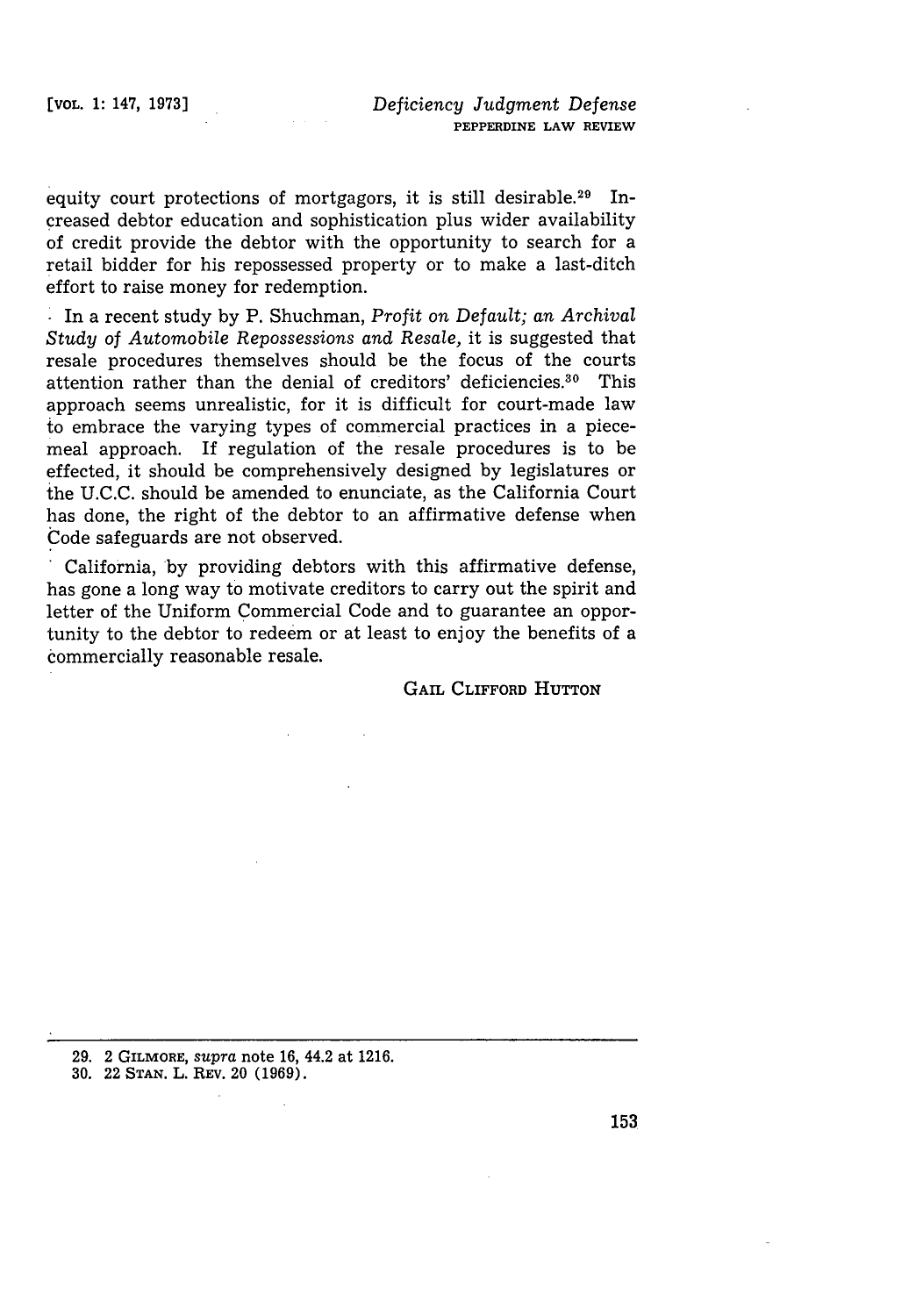equity court protections of mortgagors, it is still desirable.[29] Increased debtor education and sophistication plus wider availability of credit provide the debtor with the opportunity to search for a retail bidder for his repossessed property or to make a last-ditch effort to raise money for redemption.

In a recent study by P. Shuchman, *Profit on Default; an Archival Study of Automobile Repossessions and Resale,* it is suggested that resale procedures themselves should be the focus of the courts attention rather than the denial of creditors' deficiencies.[30] This approach seems unrealistic, for it is difficult for court-made law to embrace the varying types of commercial practices in a piecemeal approach. If regulation of the resale procedures is to be effected, it should be comprehensively designed by legislatures or the U.C.C. should be amended to enunciate, as the California Court has done, the right of the debtor to an affirmative defense when Code safeguards are not observed.

California, by providing debtors with this affirmative defense, has gone a long way to motivate creditors to carry out the spirit and letter of the Uniform Commercial Code and to guarantee an opportunity to the debtor to redeem or at least to enjoy the benefits of a commercially reasonable resale.

GAIL CLIFFORD HUTTON

---

29. 2 GILMORE, *supra* note 16, 44.2 at 1216.
30. 22 STAN. L. REV. 20 (1969).